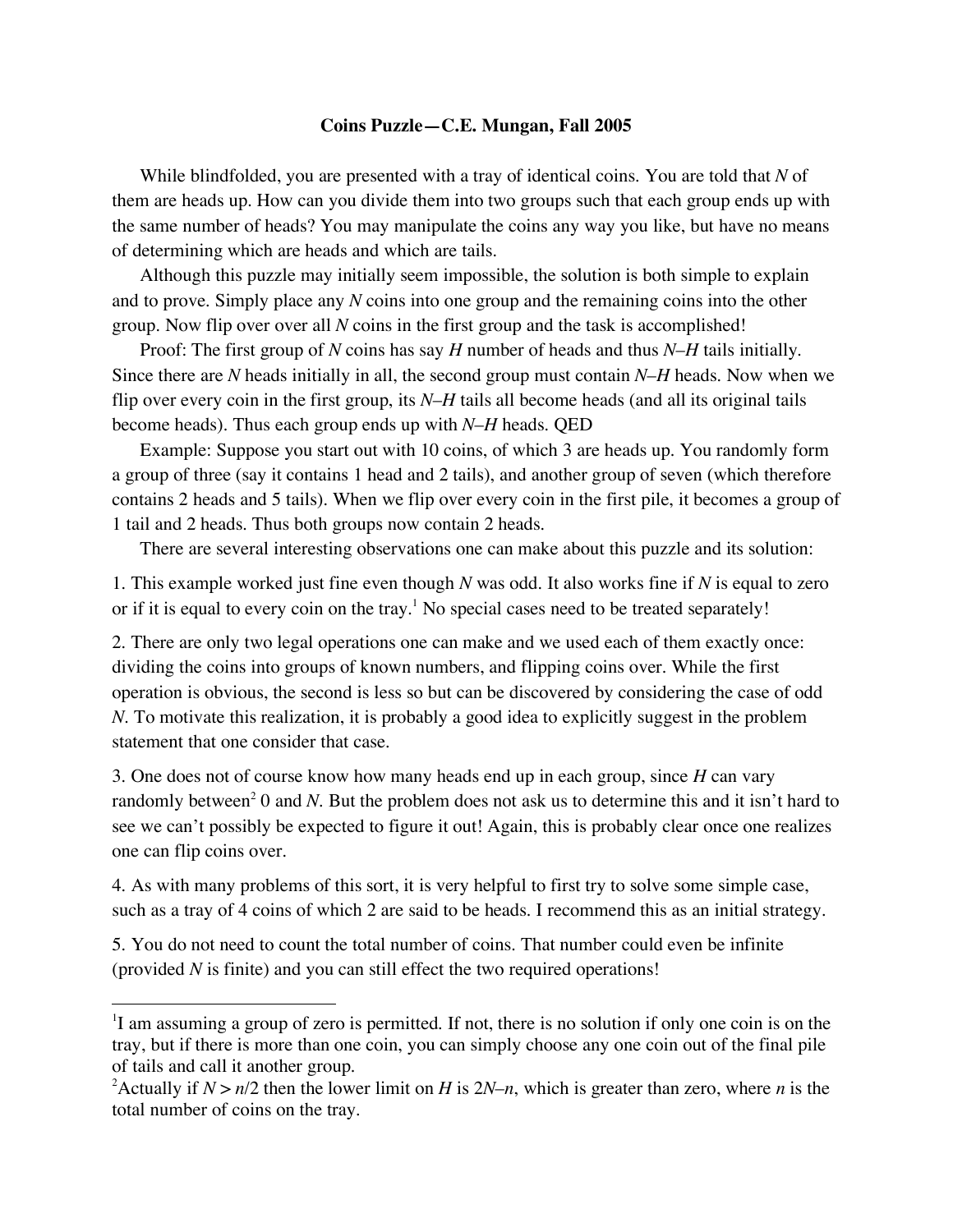**Coins Puzzle—C.E. Mungan, Fall 2005**

While blindfolded, you are presented with a tray of identical coins. You are told that $N$ of them are heads up. How can you divide them into two groups such that each group ends up with the same number of heads? You may manipulate the coins any way you like, but have no means of determining which are heads and which are tails.

Although this puzzle may initially seem impossible, the solution is both simple to explain and to prove. Simply place any $N$ coins into one group and the remaining coins into the other group. Now flip over over all $N$ coins in the first group and the task is accomplished!

Proof: The first group of $N$ coins has say $H$ number of heads and thus $N–H$ tails initially. Since there are $N$ heads initially in all, the second group must contain $N–H$ heads. Now when we flip over every coin in the first group, its $N–H$ tails all become heads (and all its original tails become heads). Thus each group ends up with $N–H$ heads. QED

Example: Suppose you start out with 10 coins, of which 3 are heads up. You randomly form a group of three (say it contains 1 head and 2 tails), and another group of seven (which therefore contains 2 heads and 5 tails). When we flip over every coin in the first pile, it becomes a group of 1 tail and 2 heads. Thus both groups now contain 2 heads.

There are several interesting observations one can make about this puzzle and its solution:

1. This example worked just fine even though $N$ was odd. It also works fine if $N$ is equal to zero or if it is equal to every coin on the tray.[1] No special cases need to be treated separately!

2. There are only two legal operations one can make and we used each of them exactly once: dividing the coins into groups of known numbers, and flipping coins over. While the first operation is obvious, the second is less so but can be discovered by considering the case of odd $N$. To motivate this realization, it is probably a good idea to explicitly suggest in the problem statement that one consider that case.

3. One does not of course know how many heads end up in each group, since $H$ can vary randomly between[2] 0 and $N$. But the problem does not ask us to determine this and it isn't hard to see we can't possibly be expected to figure it out! Again, this is probably clear once one realizes one can flip coins over.

4. As with many problems of this sort, it is very helpful to first try to solve some simple case, such as a tray of 4 coins of which 2 are said to be heads. I recommend this as an initial strategy.

5. You do not need to count the total number of coins. That number could even be infinite (provided $N$ is finite) and you can still effect the two required operations!

---

[1]I am assuming a group of zero is permitted. If not, there is no solution if only one coin is on the tray, but if there is more than one coin, you can simply choose any one coin out of the final pile of tails and call it another group.

[2]Actually if $N > n/2$ then the lower limit on $H$ is $2N–n$, which is greater than zero, where $n$ is the total number of coins on the tray.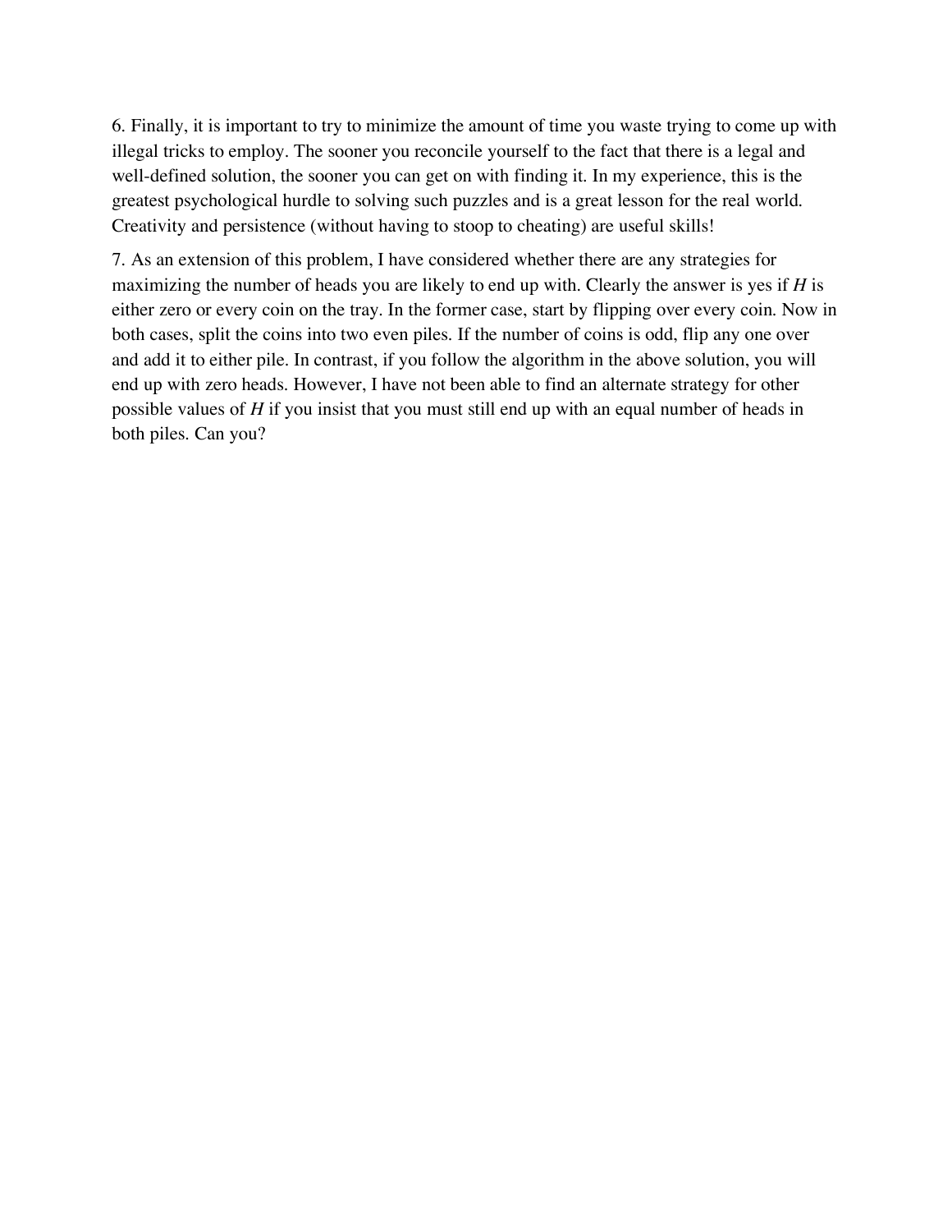6. Finally, it is important to try to minimize the amount of time you waste trying to come up with illegal tricks to employ. The sooner you reconcile yourself to the fact that there is a legal and well-defined solution, the sooner you can get on with finding it. In my experience, this is the greatest psychological hurdle to solving such puzzles and is a great lesson for the real world. Creativity and persistence (without having to stoop to cheating) are useful skills!

7. As an extension of this problem, I have considered whether there are any strategies for maximizing the number of heads you are likely to end up with. Clearly the answer is yes if $H$ is either zero or every coin on the tray. In the former case, start by flipping over every coin. Now in both cases, split the coins into two even piles. If the number of coins is odd, flip any one over and add it to either pile. In contrast, if you follow the algorithm in the above solution, you will end up with zero heads. However, I have not been able to find an alternate strategy for other possible values of $H$ if you insist that you must still end up with an equal number of heads in both piles. Can you?